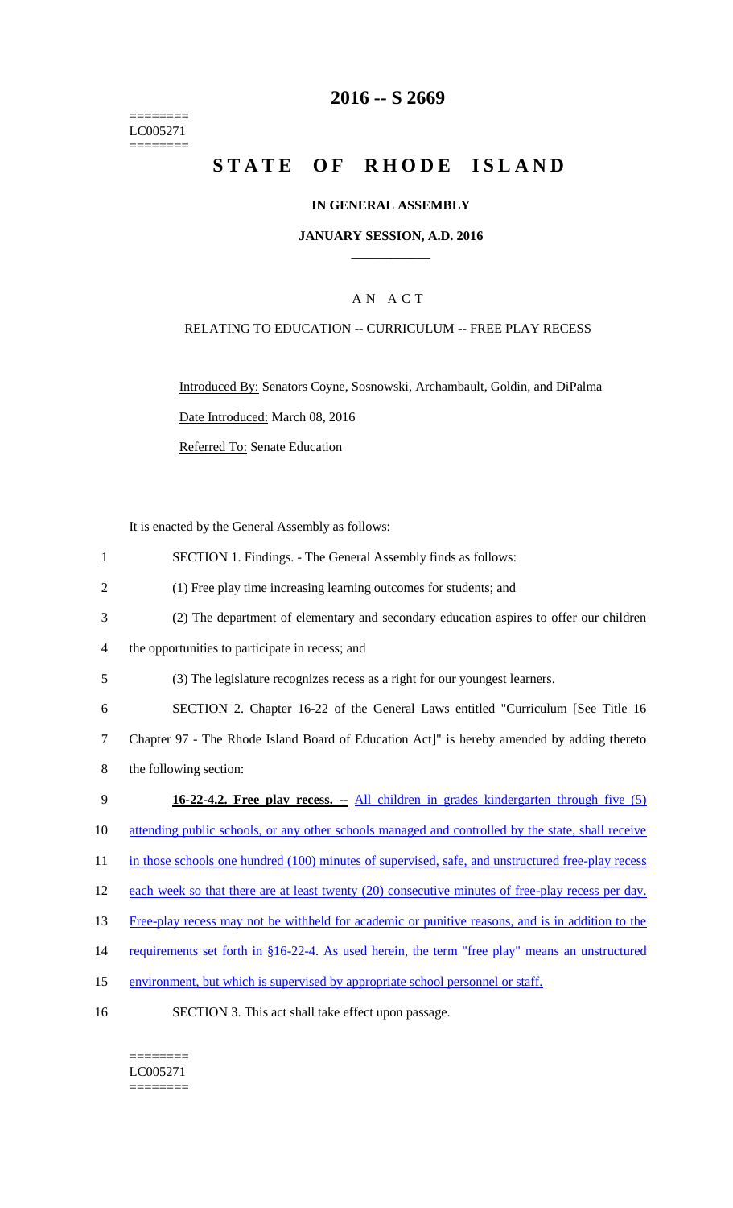========
LC005271
========

# 2016 -- S 2669

# STATE OF RHODE ISLAND

## IN GENERAL ASSEMBLY

### JANUARY SESSION, A.D. 2016

---

A N A C T

RELATING TO EDUCATION -- CURRICULUM -- FREE PLAY RECESS

Introduced By: Senators Coyne, Sosnowski, Archambault, Goldin, and DiPalma

Date Introduced: March 08, 2016

Referred To: Senate Education

It is enacted by the General Assembly as follows:

1 SECTION 1. Findings. - The General Assembly finds as follows:

2 (1) Free play time increasing learning outcomes for students; and

3 (2) The department of elementary and secondary education aspires to offer our children

4 the opportunities to participate in recess; and

5 (3) The legislature recognizes recess as a right for our youngest learners.

6 SECTION 2. Chapter 16-22 of the General Laws entitled "Curriculum [See Title 16

7 Chapter 97 - The Rhode Island Board of Education Act]" is hereby amended by adding thereto

8 the following section:

9 **16-22-4.2. Free play recess. --** All children in grades kindergarten through five (5)

10 attending public schools, or any other schools managed and controlled by the state, shall receive

11 in those schools one hundred (100) minutes of supervised, safe, and unstructured free-play recess

12 each week so that there are at least twenty (20) consecutive minutes of free-play recess per day.

13 Free-play recess may not be withheld for academic or punitive reasons, and is in addition to the

14 requirements set forth in §16-22-4. As used herein, the term "free play" means an unstructured

15 environment, but which is supervised by appropriate school personnel or staff.

16 SECTION 3. This act shall take effect upon passage.

========
LC005271
========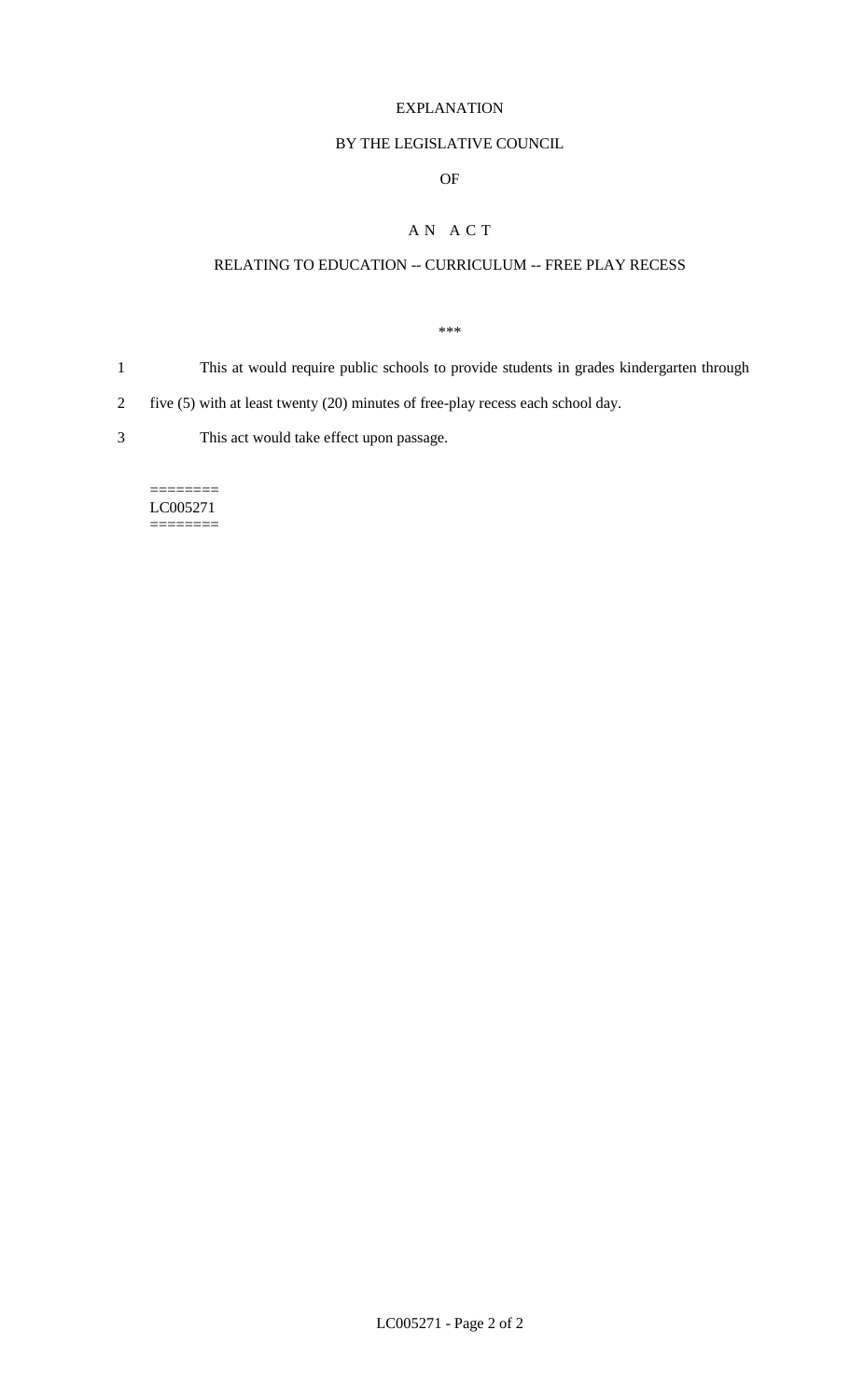EXPLANATION

BY THE LEGISLATIVE COUNCIL

OF

A N A C T

RELATING TO EDUCATION -- CURRICULUM -- FREE PLAY RECESS

\*\*\*

1 This at would require public schools to provide students in grades kindergarten through
2 five (5) with at least twenty (20) minutes of free-play recess each school day.
3 This act would take effect upon passage.

========
LC005271
========